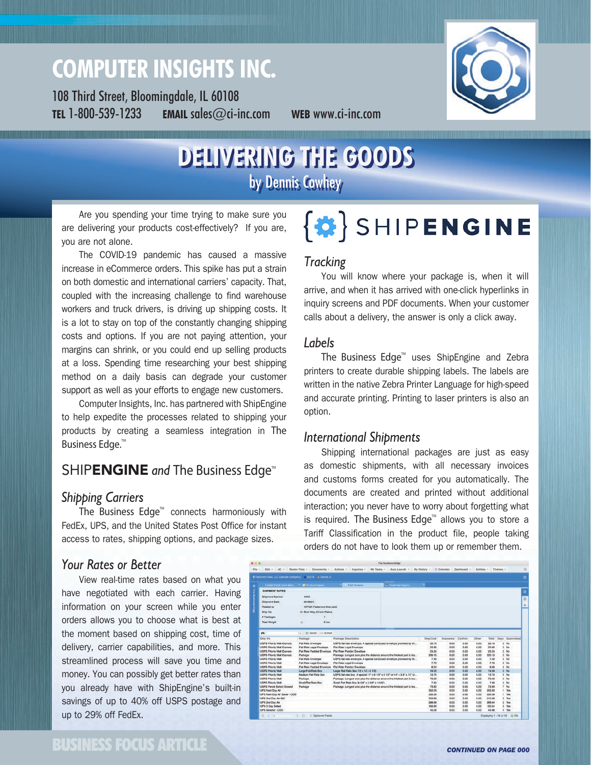# COMPUTER INSIGHTS INC.

108 Third Street, Bloomingdale, IL 60108

**TEL** 1-800-539-1233 **EMAIL** sales@ci-inc.com **WEB** www.ci-inc.com

# DELIVERING THE GOODS

by Dennis Cowhey

Are you spending your time trying to make sure you are delivering your products cost-effectively? If you are, you are not alone.

The COVID-19 pandemic has caused a massive increase in eCommerce orders. This spike has put a strain on both domestic and international carriers' capacity. That, coupled with the increasing challenge to find warehouse workers and truck drivers, is driving up shipping costs. It is a lot to stay on top of the constantly changing shipping costs and options. If you are not paying attention, your margins can shrink, or you could end up selling products at a loss. Spending time researching your best shipping method on a daily basis can degrade your customer support as well as your efforts to engage new customers.

Computer Insights, Inc. has partnered with ShipEngine to help expedite the processes related to shipping your products by creating a seamless integration in The Business Edge.™

## SHIP**ENGINE** *and* The Business Edge™

### *Shipping Carriers*

The Business Edge™ connects harmoniously with FedEx, UPS, and the United States Post Office for instant access to rates, shipping options, and package sizes.

### *Your Rates or Better*

View real-time rates based on what you have negotiated with each carrier. Having information on your screen while you enter orders allows you to choose what is best at the moment based on shipping cost, time of delivery, carrier capabilities, and more. This streamlined process will save you time and money. You can possibly get better rates than you already have with ShipEngine's built-in savings of up to 40% off USPS postage and up to 29% off FedEx.

SHIP**ENGINE**

### *Tracking*

You will know where your package is, when it will arrive, and when it has arrived with one-click hyperlinks in inquiry screens and PDF documents. When your customer calls about a delivery, the answer is only a click away.

### *Labels*

The Business Edge™ uses ShipEngine and Zebra printers to create durable shipping labels. The labels are written in the native Zebra Printer Language for high-speed and accurate printing. Printing to laser printers is also an option.

### *International Shipments*

Shipping international packages are just as easy as domestic shipments, with all necessary invoices and customs forms created for you automatically. The documents are created and printed without additional interaction; you never have to worry about forgetting what is required. The Business Edge™ allows you to store a Tariff Classification in the product file, people taking orders do not have to look them up or remember them.

BUSINESS FOCUS ARTICLE

*CONTINUED ON PAGE 000*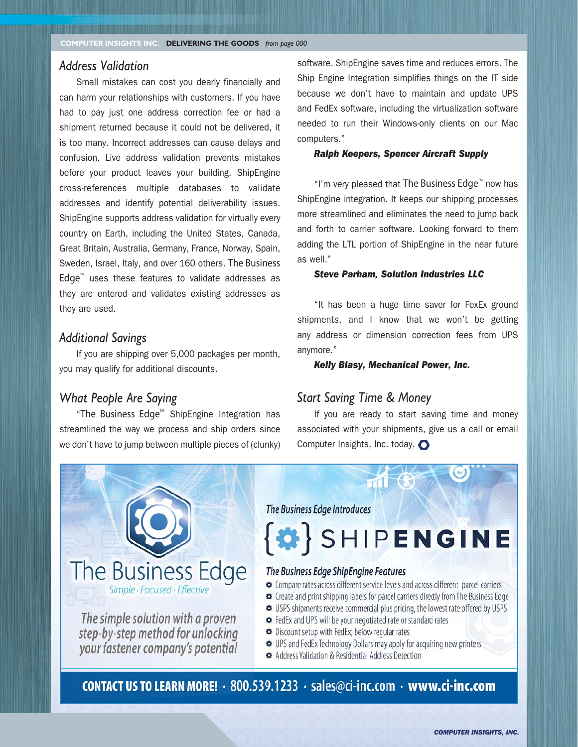## Address Validation

Small mistakes can cost you dearly financially and can harm your relationships with customers. If you have had to pay just one address correction fee or had a shipment returned because it could not be delivered, it is too many. Incorrect addresses can cause delays and confusion. Live address validation prevents mistakes before your product leaves your building. ShipEngine cross-references multiple databases to validate addresses and identify potential deliverability issues. ShipEngine supports address validation for virtually every country on Earth, including the United States, Canada, Great Britain, Australia, Germany, France, Norway, Spain, Sweden, Israel, Italy, and over 160 others. The Business Edge™ uses these features to validate addresses as they are entered and validates existing addresses as they are used.

## Additional Savings

If you are shipping over 5,000 packages per month, you may qualify for additional discounts.

## What People Are Saying

"The Business Edge™ ShipEngine Integration has streamlined the way we process and ship orders since we don't have to jump between multiple pieces of (clunky) software. ShipEngine saves time and reduces errors. The Ship Engine Integration simplifies things on the IT side because we don't have to maintain and update UPS and FedEx software, including the virtualization software needed to run their Windows-only clients on our Mac computers."

***Ralph Keepers, Spencer Aircraft Supply***

"I'm very pleased that The Business Edge™ now has ShipEngine integration. It keeps our shipping processes more streamlined and eliminates the need to jump back and forth to carrier software. Looking forward to them adding the LTL portion of ShipEngine in the near future as well."

***Steve Parham, Solution Industries LLC***

"It has been a huge time saver for FexEx ground shipments, and I know that we won't be getting any address or dimension correction fees from UPS anymore."

***Kelly Blasy, Mechanical Power, Inc.***

## Start Saving Time & Money

If you are ready to start saving time and money associated with your shipments, give us a call or email Computer Insights, Inc. today.

The Business Edge

Simple · Focused · Effective

*The simple solution with a proven step-by-step method for unlocking your fastener company's potential*

*The Business Edge Introduces*

SHIPENGINE

**The Business Edge ShipEngine Features**

- Compare rates across different service levels and across different parcel carriers
- Create and print shipping labels for parcel carriers directly from The Business Edge
- USPS shipments receive commercial plus pricing, the lowest rate offered by USPS
- FedEx and UPS will be your negotiated rate or standard rates
- Discount setup with FedEx; below regular rates
- UPS and FedEx Technology Dollars may apply for acquiring new printers
- Address Validation & Residential Address Detection

**CONTACT US TO LEARN MORE! · 800.539.1233 · sales@ci-inc.com · www.ci-inc.com**